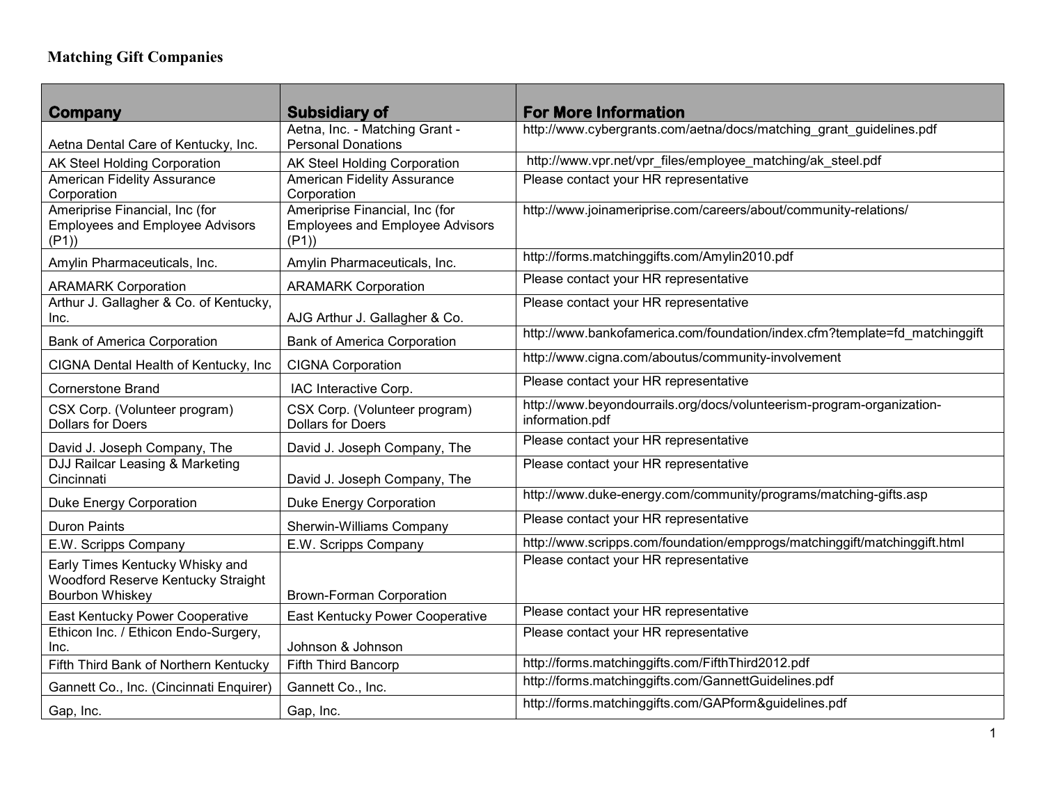# Matching Gift Companies

| Company | Subsidiary of | For More Information |
|---|---|---|
| Aetna Dental Care of Kentucky, Inc. | Aetna, Inc. - Matching Grant - Personal Donations | http://www.cybergrants.com/aetna/docs/matching_grant_guidelines.pdf |
| AK Steel Holding Corporation | AK Steel Holding Corporation | http://www.vpr.net/vpr_files/employee_matching/ak_steel.pdf |
| American Fidelity Assurance Corporation | American Fidelity Assurance Corporation | Please contact your HR representative |
| Ameriprise Financial, Inc (for Employees and Employee Advisors (P1)) | Ameriprise Financial, Inc (for Employees and Employee Advisors (P1)) | http://www.joinameriprise.com/careers/about/community-relations/ |
| Amylin Pharmaceuticals, Inc. | Amylin Pharmaceuticals, Inc. | http://forms.matchinggifts.com/Amylin2010.pdf |
| ARAMARK Corporation | ARAMARK Corporation | Please contact your HR representative |
| Arthur J. Gallagher & Co. of Kentucky, Inc. | AJG Arthur J. Gallagher & Co. | Please contact your HR representative |
| Bank of America Corporation | Bank of America Corporation | http://www.bankofamerica.com/foundation/index.cfm?template=fd_matchinggift |
| CIGNA Dental Health of Kentucky, Inc | CIGNA Corporation | http://www.cigna.com/aboutus/community-involvement |
| Cornerstone Brand | IAC Interactive Corp. | Please contact your HR representative |
| CSX Corp. (Volunteer program) Dollars for Doers | CSX Corp. (Volunteer program) Dollars for Doers | http://www.beyondourrails.org/docs/volunteerism-program-organization-information.pdf |
| David J. Joseph Company, The | David J. Joseph Company, The | Please contact your HR representative |
| DJJ Railcar Leasing & Marketing Cincinnati | David J. Joseph Company, The | Please contact your HR representative |
| Duke Energy Corporation | Duke Energy Corporation | http://www.duke-energy.com/community/programs/matching-gifts.asp |
| Duron Paints | Sherwin-Williams Company | Please contact your HR representative |
| E.W. Scripps Company | E.W. Scripps Company | http://www.scripps.com/foundation/empprogs/matchinggift/matchinggift.html |
| Early Times Kentucky Whisky and Woodford Reserve Kentucky Straight Bourbon Whiskey | Brown-Forman Corporation | Please contact your HR representative |
| East Kentucky Power Cooperative | East Kentucky Power Cooperative | Please contact your HR representative |
| Ethicon Inc. / Ethicon Endo-Surgery, Inc. | Johnson & Johnson | Please contact your HR representative |
| Fifth Third Bank of Northern Kentucky | Fifth Third Bancorp | http://forms.matchinggifts.com/FifthThird2012.pdf |
| Gannett Co., Inc. (Cincinnati Enquirer) | Gannett Co., Inc. | http://forms.matchinggifts.com/GannettGuidelines.pdf |
| Gap, Inc. | Gap, Inc. | http://forms.matchinggifts.com/GAPform&guidelines.pdf |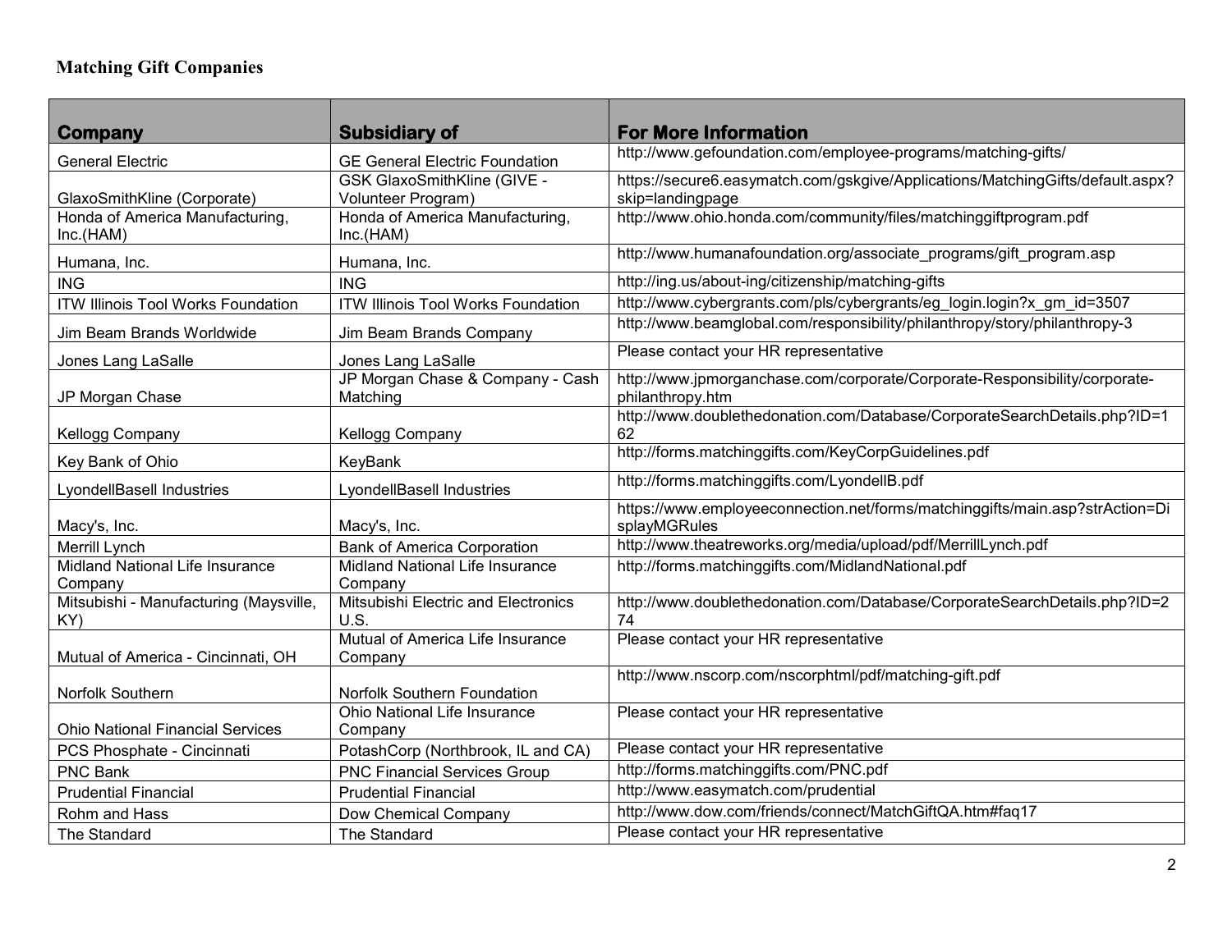# Matching Gift Companies

| Company | Subsidiary of | For More Information |
|---|---|---|
| General Electric | GE General Electric Foundation | http://www.gefoundation.com/employee-programs/matching-gifts/ |
| GlaxoSmithKline (Corporate) | GSK GlaxoSmithKline (GIVE - Volunteer Program) | https://secure6.easymatch.com/gskgive/Applications/MatchingGifts/default.aspx?skip=landingpage |
| Honda of America Manufacturing, Inc.(HAM) | Honda of America Manufacturing, Inc.(HAM) | http://www.ohio.honda.com/community/files/matchinggiftprogram.pdf |
| Humana, Inc. | Humana, Inc. | http://www.humanafoundation.org/associate_programs/gift_program.asp |
| ING | ING | http://ing.us/about-ing/citizenship/matching-gifts |
| ITW Illinois Tool Works Foundation | ITW Illinois Tool Works Foundation | http://www.cybergrants.com/pls/cybergrants/eg_login.login?x_gm_id=3507 |
| Jim Beam Brands Worldwide | Jim Beam Brands Company | http://www.beamglobal.com/responsibility/philanthropy/story/philanthropy-3 |
| Jones Lang LaSalle | Jones Lang LaSalle | Please contact your HR representative |
| JP Morgan Chase | JP Morgan Chase & Company - Cash Matching | http://www.jpmorganchase.com/corporate/Corporate-Responsibility/corporate-philanthropy.htm |
| Kellogg Company | Kellogg Company | http://www.doublethedonation.com/Database/CorporateSearchDetails.php?ID=162 |
| Key Bank of Ohio | KeyBank | http://forms.matchinggifts.com/KeyCorpGuidelines.pdf |
| LyondellBasell Industries | LyondellBasell Industries | http://forms.matchinggifts.com/LyondellB.pdf |
| Macy's, Inc. | Macy's, Inc. | https://www.employeeconnection.net/forms/matchinggifts/main.asp?strAction=DisplayMGRules |
| Merrill Lynch | Bank of America Corporation | http://www.theatreworks.org/media/upload/pdf/MerrillLynch.pdf |
| Midland National Life Insurance Company | Midland National Life Insurance Company | http://forms.matchinggifts.com/MidlandNational.pdf |
| Mitsubishi - Manufacturing (Maysville, KY) | Mitsubishi Electric and Electronics U.S. | http://www.doublethedonation.com/Database/CorporateSearchDetails.php?ID=274 |
| Mutual of America - Cincinnati, OH | Mutual of America Life Insurance Company | Please contact your HR representative |
| Norfolk Southern | Norfolk Southern Foundation | http://www.nscorp.com/nscorphtml/pdf/matching-gift.pdf |
| Ohio National Financial Services | Ohio National Life Insurance Company | Please contact your HR representative |
| PCS Phosphate - Cincinnati | PotashCorp (Northbrook, IL and CA) | Please contact your HR representative |
| PNC Bank | PNC Financial Services Group | http://forms.matchinggifts.com/PNC.pdf |
| Prudential Financial | Prudential Financial | http://www.easymatch.com/prudential |
| Rohm and Hass | Dow Chemical Company | http://www.dow.com/friends/connect/MatchGiftQA.htm#faq17 |
| The Standard | The Standard | Please contact your HR representative |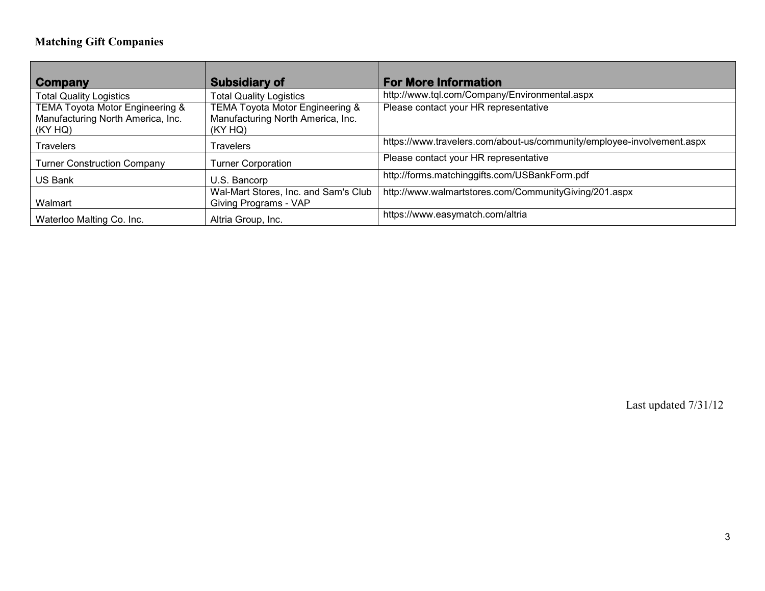**Matching Gift Companies**

| Company | Subsidiary of | For More Information |
|---|---|---|
| Total Quality Logistics | Total Quality Logistics | http://www.tql.com/Company/Environmental.aspx |
| TEMA Toyota Motor Engineering & Manufacturing North America, Inc. (KY HQ) | TEMA Toyota Motor Engineering & Manufacturing North America, Inc. (KY HQ) | Please contact your HR representative |
| Travelers | Travelers | https://www.travelers.com/about-us/community/employee-involvement.aspx |
| Turner Construction Company | Turner Corporation | Please contact your HR representative |
| US Bank | U.S. Bancorp | http://forms.matchinggifts.com/USBankForm.pdf |
| Walmart | Wal-Mart Stores, Inc. and Sam's Club Giving Programs - VAP | http://www.walmartstores.com/CommunityGiving/201.aspx |
| Waterloo Malting Co. Inc. | Altria Group, Inc. | https://www.easymatch.com/altria |

Last updated 7/31/12